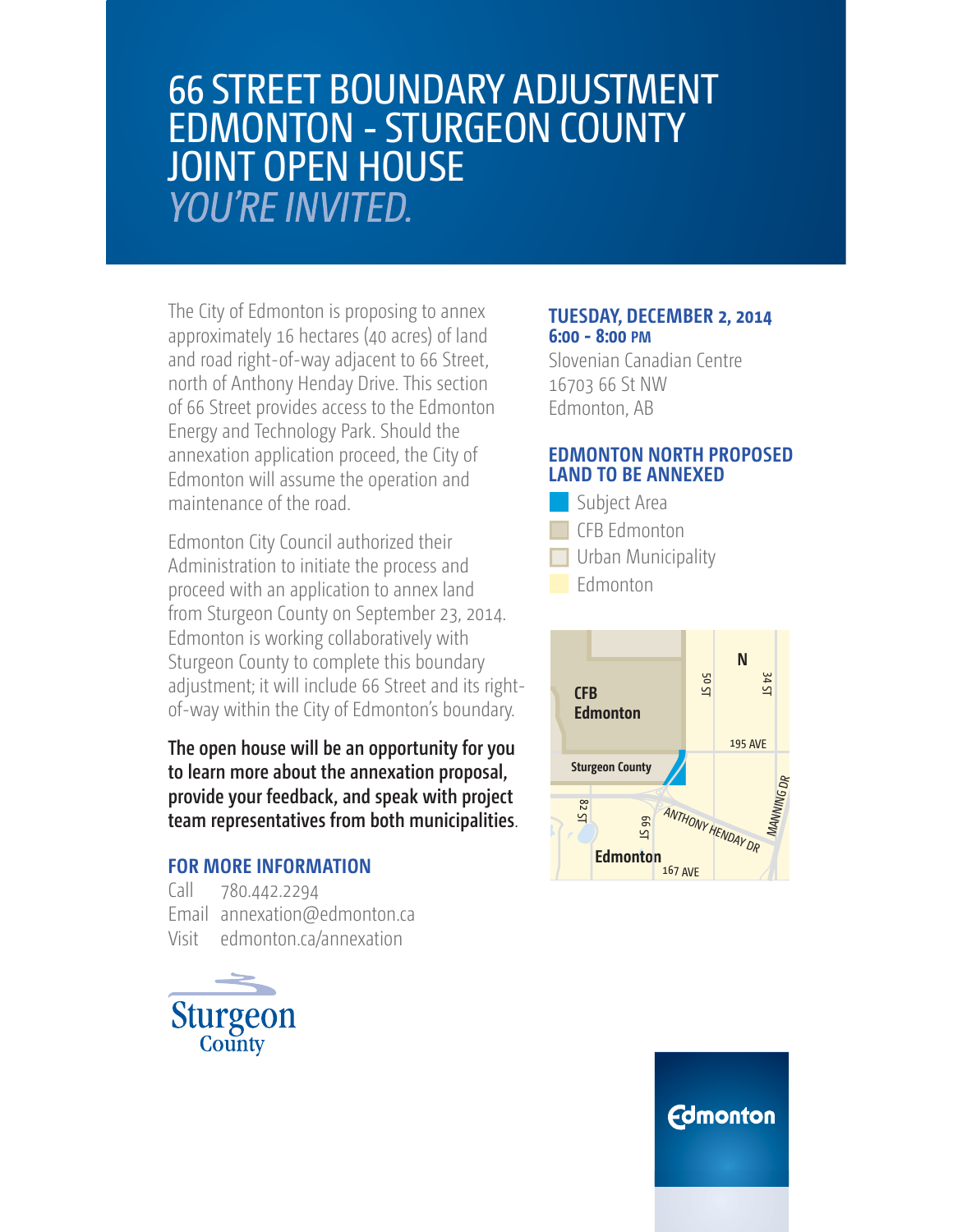# 66 STREET BOUNDARY ADJUSTMENT EDMONTON - STURGEON COUNTY JOINT OPEN HOUSE

*YOU'RE INVITED.*

The City of Edmonton is proposing to annex approximately 16 hectares (40 acres) of land and road right-of-way adjacent to 66 Street, north of Anthony Henday Drive. This section of 66 Street provides access to the Edmonton Energy and Technology Park. Should the annexation application proceed, the City of Edmonton will assume the operation and maintenance of the road.

Edmonton City Council authorized their Administration to initiate the process and proceed with an application to annex land from Sturgeon County on September 23, 2014. Edmonton is working collaboratively with Sturgeon County to complete this boundary adjustment; it will include 66 Street and its right-of-way within the City of Edmonton's boundary.

**The open house will be an opportunity for you to learn more about the annexation proposal, provide your feedback, and speak with project team representatives from both municipalities**.

## FOR MORE INFORMATION

Call 780.442.2294
Email annexation@edmonton.ca
Visit edmonton.ca/annexation

## TUESDAY, DECEMBER 2, 2014
## 6:00 - 8:00 PM

Slovenian Canadian Centre
16703 66 St NW
Edmonton, AB

## EDMONTON NORTH PROPOSED LAND TO BE ANNEXED

- Subject Area
- CFB Edmonton
- Urban Municipality
- Edmonton

CFB Edmonton | Sturgeon County | Edmonton | N | 50 ST | 34 ST | 195 AVE | 82 ST | 66 ST | ANTHONY HENDAY DR | MANNING DR | 167 AVE

Sturgeon County

Edmonton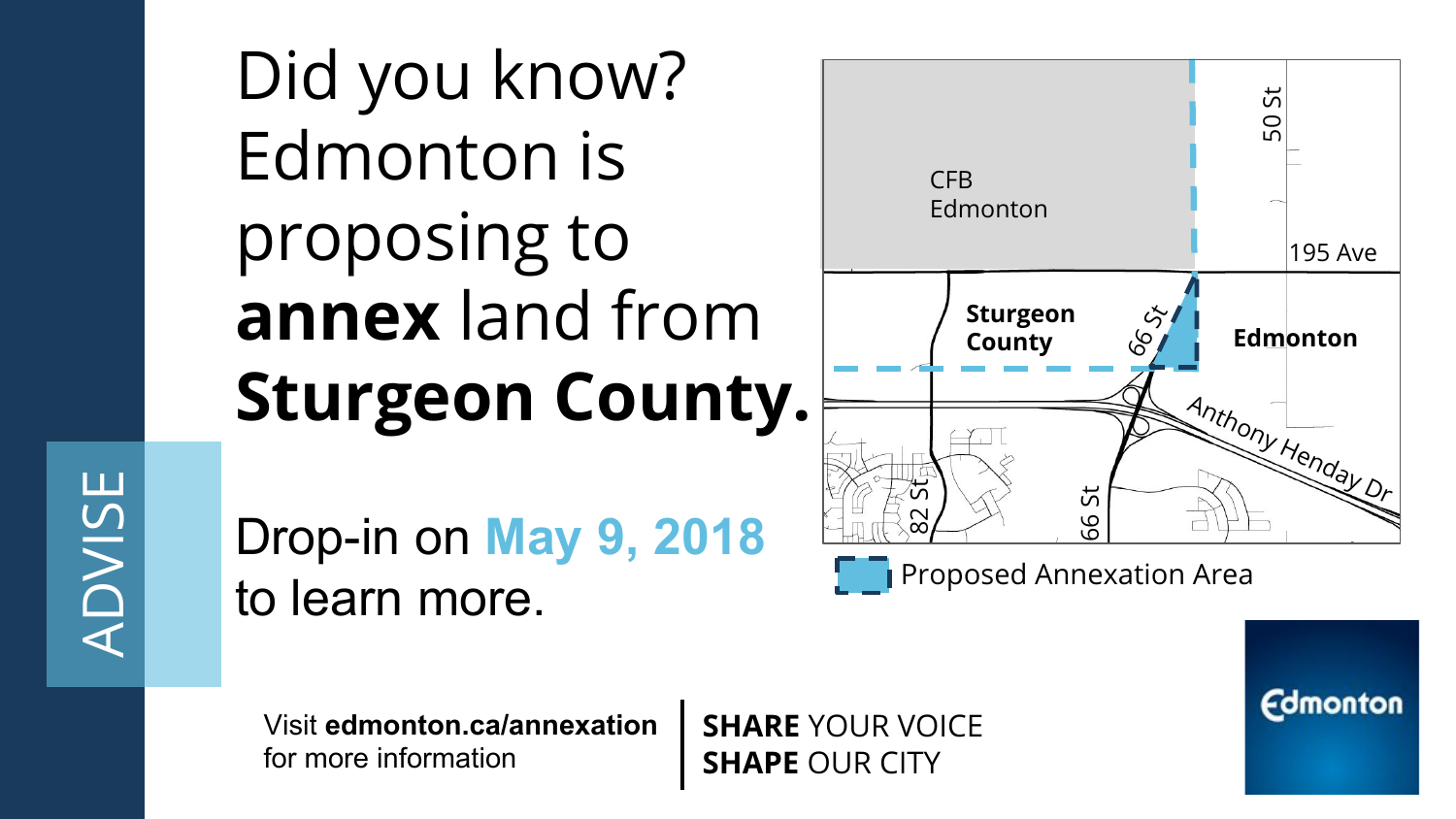ADVISE

# Did you know? Edmonton is proposing to **annex** land from **Sturgeon County.**

Drop-in on **May 9, 2018** to learn more.

CFB Edmonton

50 St

195 Ave

Sturgeon County

66 St

Edmonton

82 St

Anthony Henday Dr

Proposed Annexation Area

Visit **edmonton.ca/annexation** for more information

**SHARE** YOUR VOICE
**SHAPE** OUR CITY

Edmonton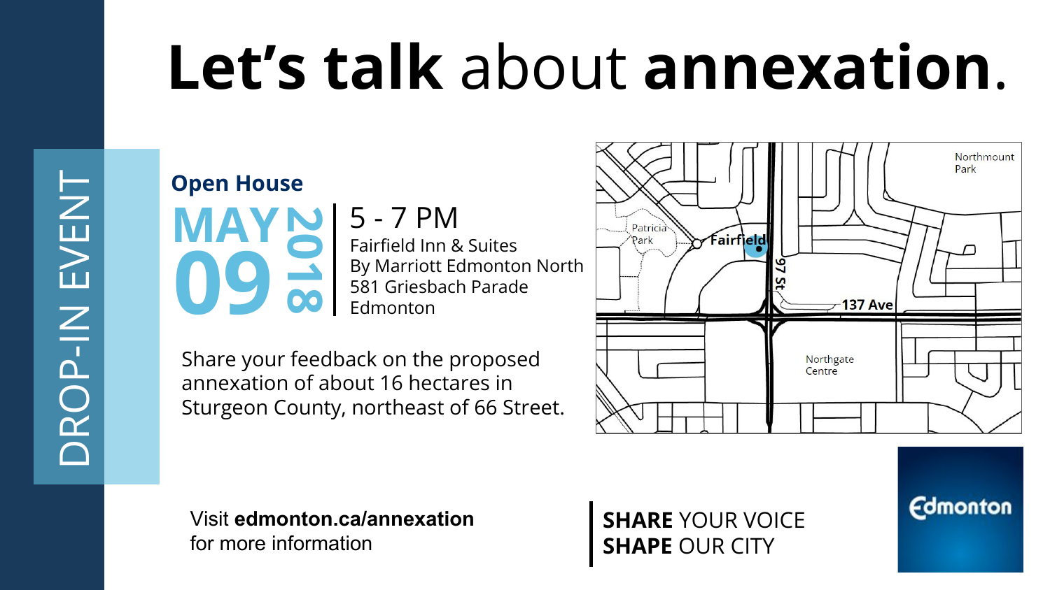# **Let's talk** about **annexation**.

DROP-IN EVENT

**Open House**

**MAY 09 2018**

5 - 7 PM
Fairfield Inn & Suites
By Marriott Edmonton North
581 Griesbach Parade
Edmonton

Share your feedback on the proposed annexation of about 16 hectares in Sturgeon County, northeast of 66 Street.

Northmount Park
Patricia Park
Fairfield
97 St
137 Ave
Northgate Centre

Visit **edmonton.ca/annexation** for more information

**SHARE** YOUR VOICE
**SHAPE** OUR CITY

Edmonton